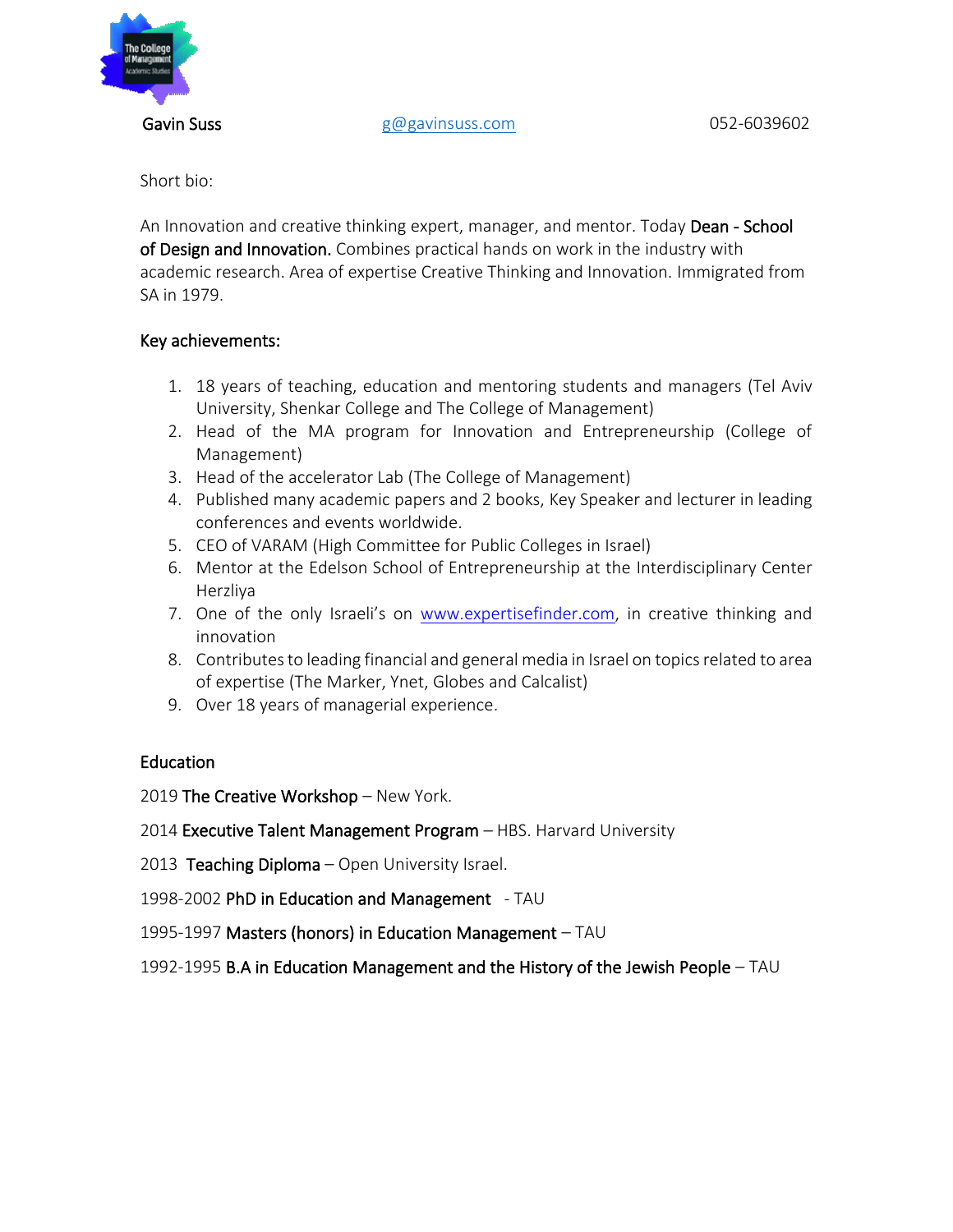Gavin Suss    g@gavinsuss.com    052-6039602

Short bio:

An Innovation and creative thinking expert, manager, and mentor. Today **Dean - School of Design and Innovation.** Combines practical hands on work in the industry with academic research. Area of expertise Creative Thinking and Innovation. Immigrated from SA in 1979.

## Key achievements:

1. 18 years of teaching, education and mentoring students and managers (Tel Aviv University, Shenkar College and The College of Management)
2. Head of the MA program for Innovation and Entrepreneurship (College of Management)
3. Head of the accelerator Lab (The College of Management)
4. Published many academic papers and 2 books, Key Speaker and lecturer in leading conferences and events worldwide.
5. CEO of VARAM (High Committee for Public Colleges in Israel)
6. Mentor at the Edelson School of Entrepreneurship at the Interdisciplinary Center Herzliya
7. One of the only Israeli's on www.expertisefinder.com, in creative thinking and innovation
8. Contributes to leading financial and general media in Israel on topics related to area of expertise (The Marker, Ynet, Globes and Calcalist)
9. Over 18 years of managerial experience.

## Education

2019 **The Creative Workshop** – New York.

2014 **Executive Talent Management Program** – HBS. Harvard University

2013 **Teaching Diploma** – Open University Israel.

1998-2002 **PhD in Education and Management** - TAU

1995-1997 **Masters (honors) in Education Management** – TAU

1992-1995 **B.A in Education Management and the History of the Jewish People** – TAU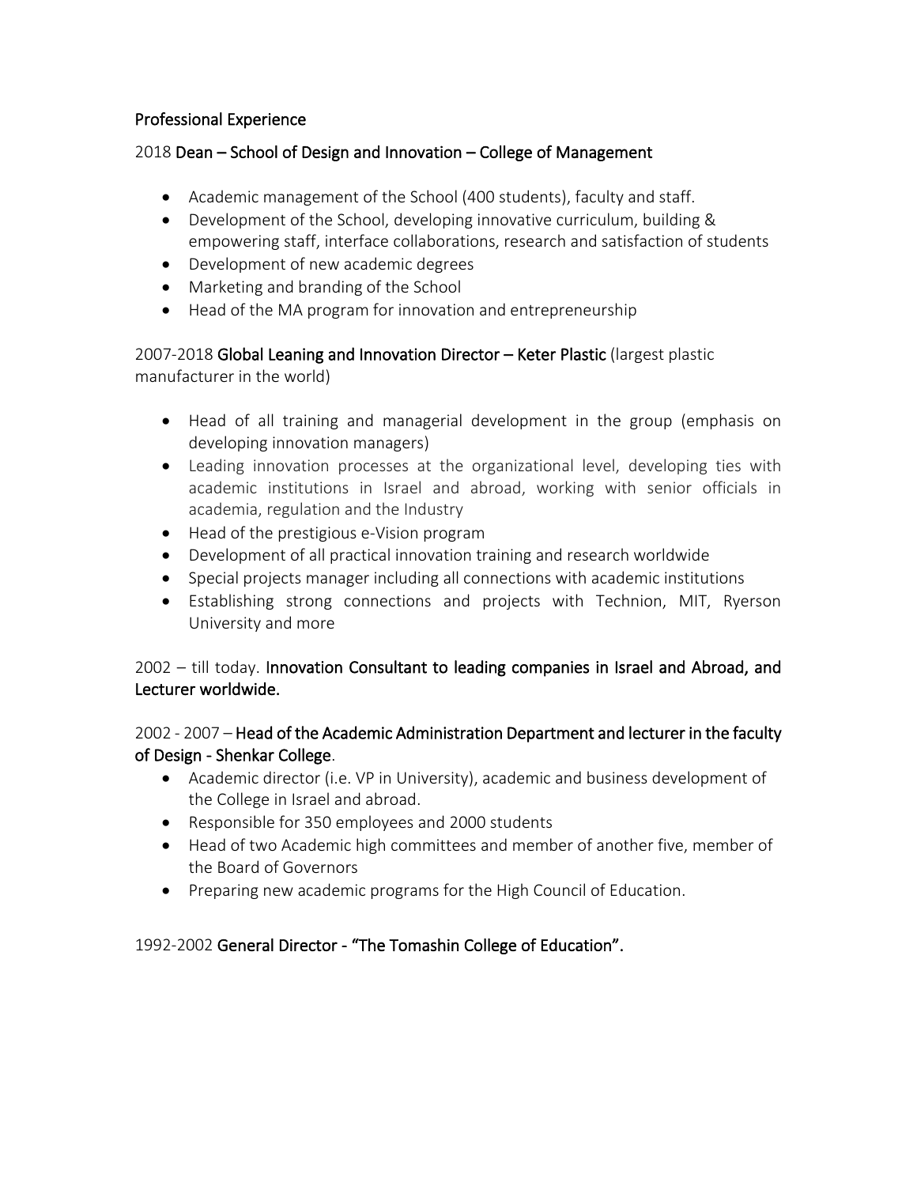## Professional Experience

### 2018 Dean – School of Design and Innovation – College of Management

- Academic management of the School (400 students), faculty and staff.
- Development of the School, developing innovative curriculum, building & empowering staff, interface collaborations, research and satisfaction of students
- Development of new academic degrees
- Marketing and branding of the School
- Head of the MA program for innovation and entrepreneurship

### 2007-2018 Global Leaning and Innovation Director – Keter Plastic (largest plastic manufacturer in the world)

- Head of all training and managerial development in the group (emphasis on developing innovation managers)
- Leading innovation processes at the organizational level, developing ties with academic institutions in Israel and abroad, working with senior officials in academia, regulation and the Industry
- Head of the prestigious e-Vision program
- Development of all practical innovation training and research worldwide
- Special projects manager including all connections with academic institutions
- Establishing strong connections and projects with Technion, MIT, Ryerson University and more

### 2002 – till today. Innovation Consultant to leading companies in Israel and Abroad, and Lecturer worldwide.

### 2002 - 2007 – Head of the Academic Administration Department and lecturer in the faculty of Design - Shenkar College.

- Academic director (i.e. VP in University), academic and business development of the College in Israel and abroad.
- Responsible for 350 employees and 2000 students
- Head of two Academic high committees and member of another five, member of the Board of Governors
- Preparing new academic programs for the High Council of Education.

### 1992-2002 General Director - "The Tomashin College of Education".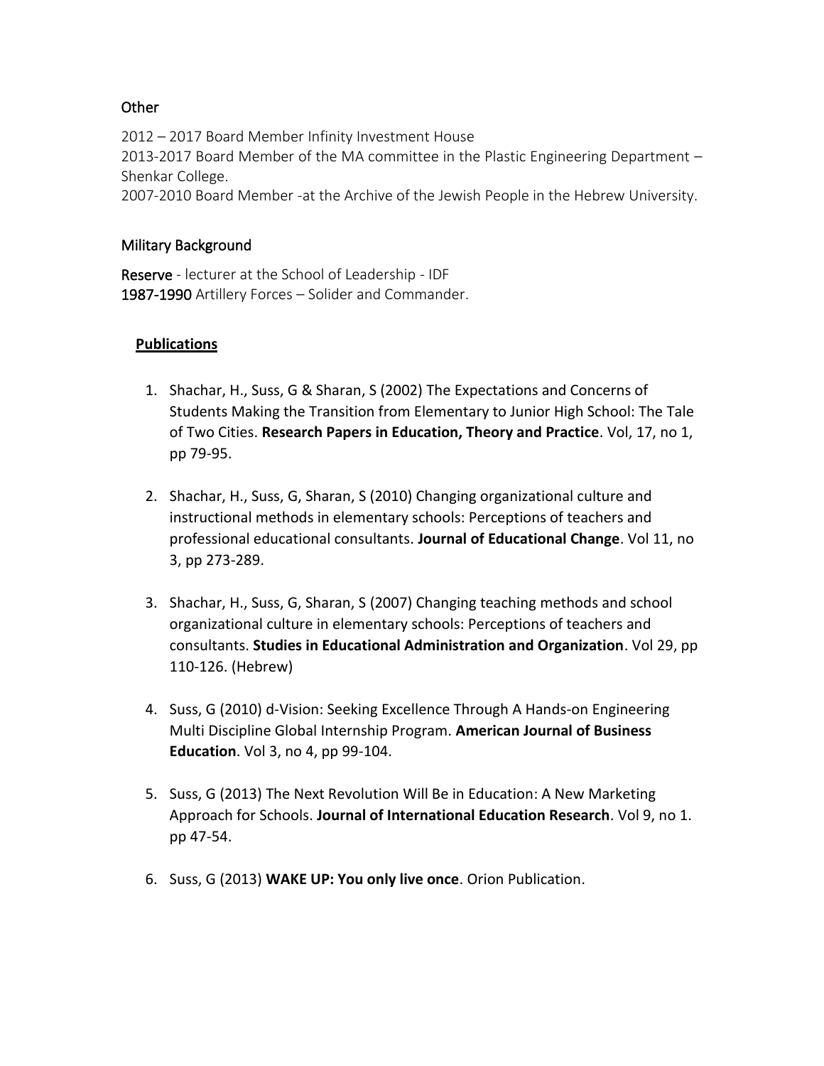## Other

2012 – 2017 Board Member Infinity Investment House
2013-2017 Board Member of the MA committee in the Plastic Engineering Department – Shenkar College.
2007-2010 Board Member -at the Archive of the Jewish People in the Hebrew University.

## Military Background

**Reserve** - lecturer at the School of Leadership - IDF
**1987-1990** Artillery Forces – Solider and Commander.

## **Publications**

1. Shachar, H., Suss, G & Sharan, S (2002) The Expectations and Concerns of Students Making the Transition from Elementary to Junior High School: The Tale of Two Cities. **Research Papers in Education, Theory and Practice**. Vol, 17, no 1, pp 79-95.

2. Shachar, H., Suss, G, Sharan, S (2010) Changing organizational culture and instructional methods in elementary schools: Perceptions of teachers and professional educational consultants. **Journal of Educational Change**. Vol 11, no 3, pp 273-289.

3. Shachar, H., Suss, G, Sharan, S (2007) Changing teaching methods and school organizational culture in elementary schools: Perceptions of teachers and consultants. **Studies in Educational Administration and Organization**. Vol 29, pp 110-126. (Hebrew)

4. Suss, G (2010) d-Vision: Seeking Excellence Through A Hands-on Engineering Multi Discipline Global Internship Program. **American Journal of Business Education**. Vol 3, no 4, pp 99-104.

5. Suss, G (2013) The Next Revolution Will Be in Education: A New Marketing Approach for Schools. **Journal of International Education Research**. Vol 9, no 1. pp 47-54.

6. Suss, G (2013) **WAKE UP: You only live once**. Orion Publication.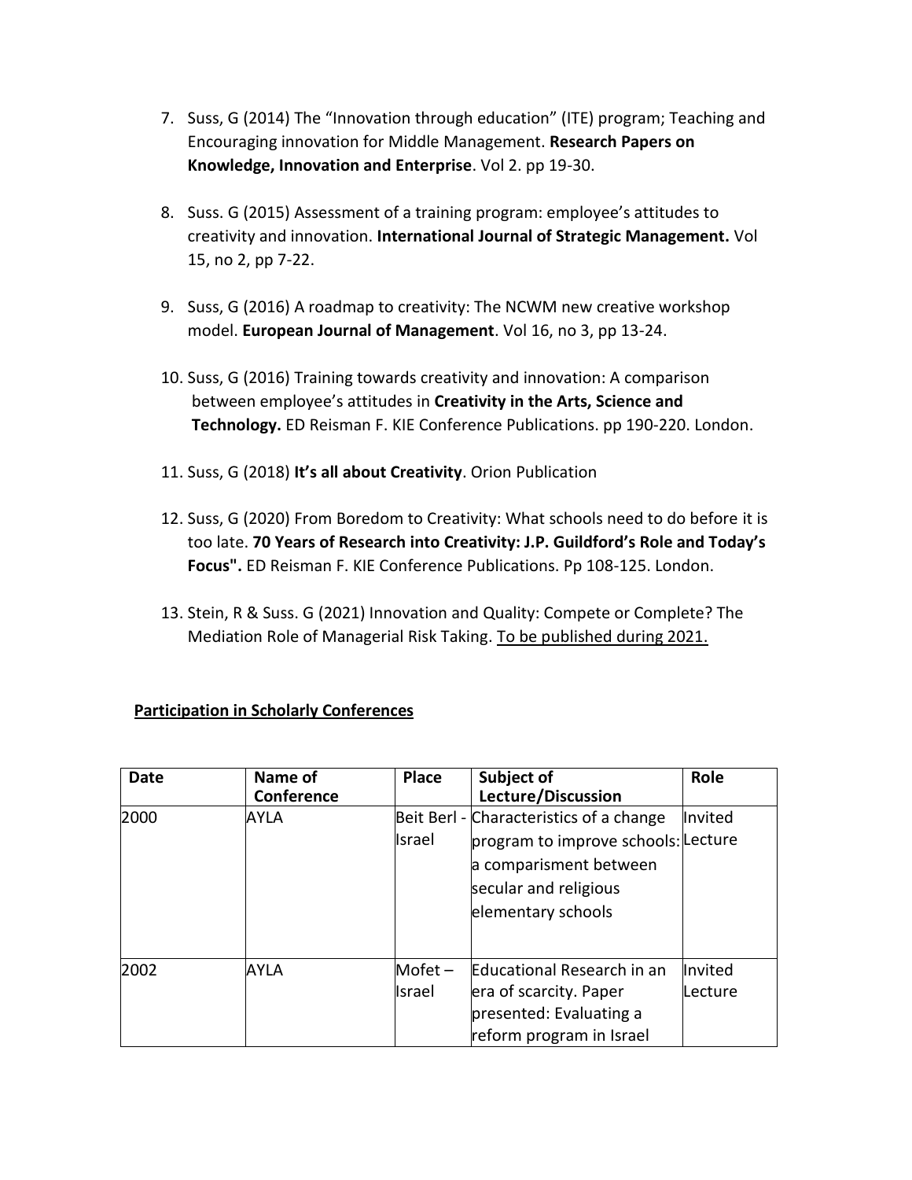7. Suss, G (2014) The "Innovation through education" (ITE) program; Teaching and Encouraging innovation for Middle Management. **Research Papers on Knowledge, Innovation and Enterprise**. Vol 2. pp 19-30.

8. Suss. G (2015) Assessment of a training program: employee's attitudes to creativity and innovation. **International Journal of Strategic Management.** Vol 15, no 2, pp 7-22.

9. Suss, G (2016) A roadmap to creativity: The NCWM new creative workshop model. **European Journal of Management**. Vol 16, no 3, pp 13-24.

10. Suss, G (2016) Training towards creativity and innovation: A comparison between employee's attitudes in **Creativity in the Arts, Science and Technology.** ED Reisman F. KIE Conference Publications. pp 190-220. London.

11. Suss, G (2018) **It's all about Creativity**. Orion Publication

12. Suss, G (2020) From Boredom to Creativity: What schools need to do before it is too late. **70 Years of Research into Creativity: J.P. Guildford's Role and Today's Focus".** ED Reisman F. KIE Conference Publications. Pp 108-125. London.

13. Stein, R & Suss. G (2021) Innovation and Quality: Compete or Complete? The Mediation Role of Managerial Risk Taking. <u>To be published during 2021.</u>

**<u>Participation in Scholarly Conferences</u>**

| Date | Name of Conference | Place | Subject of Lecture/Discussion | Role |
|---|---|---|---|---|
| 2000 | AYLA | Beit Berl - Israel | Characteristics of a change program to improve schools: a comparisment between secular and religious elementary schools | Invited Lecture |
| 2002 | AYLA | Mofet – Israel | Educational Research in an era of scarcity. Paper presented: Evaluating a reform program in Israel | Invited Lecture |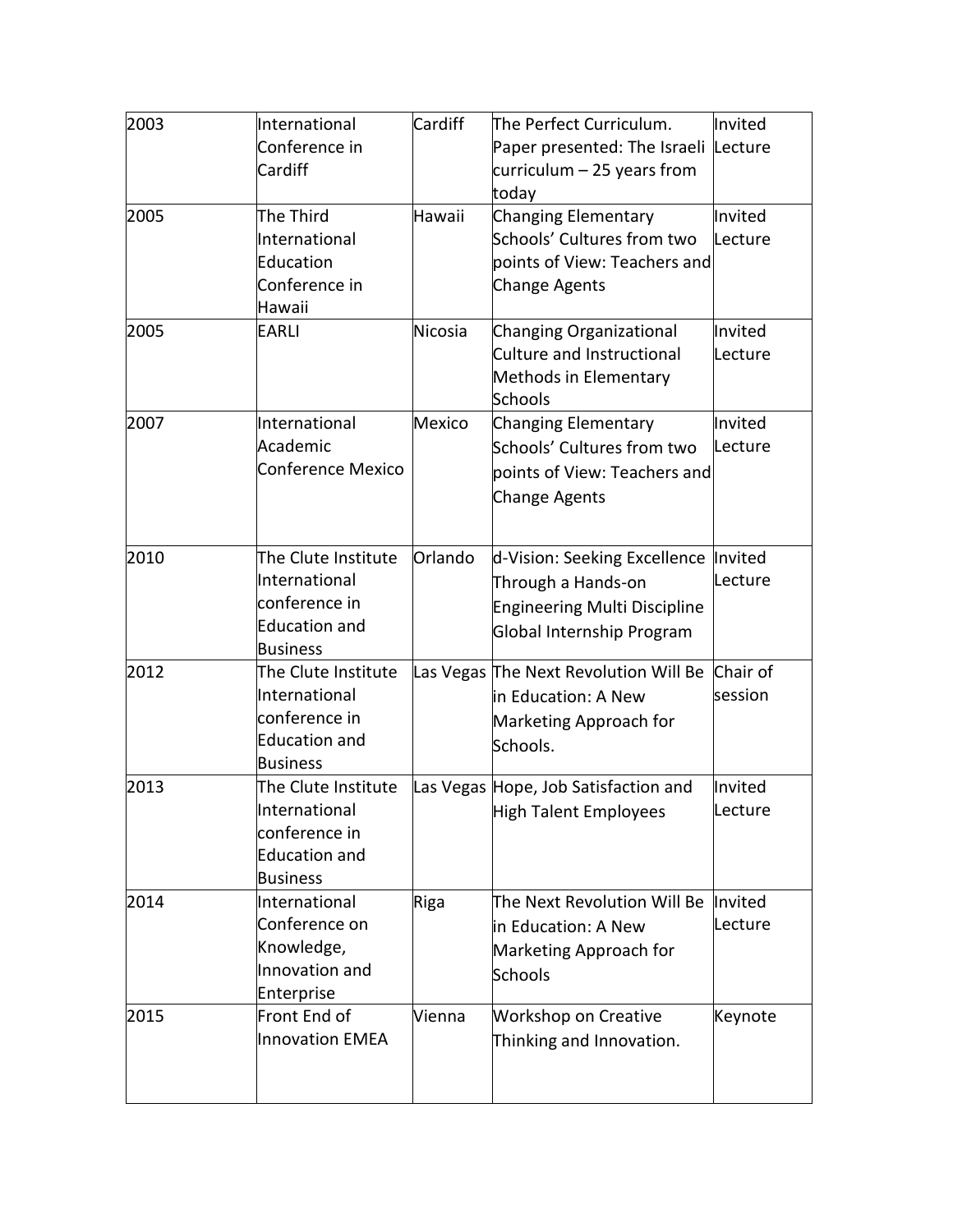| | | | | |
|---|---|---|---|---|
| 2003 | International Conference in Cardiff | Cardiff | The Perfect Curriculum. Paper presented: The Israeli curriculum – 25 years from today | Invited Lecture |
| 2005 | The Third International Education Conference in Hawaii | Hawaii | Changing Elementary Schools' Cultures from two points of View: Teachers and Change Agents | Invited Lecture |
| 2005 | EARLI | Nicosia | Changing Organizational Culture and Instructional Methods in Elementary Schools | Invited Lecture |
| 2007 | International Academic Conference Mexico | Mexico | Changing Elementary Schools' Cultures from two points of View: Teachers and Change Agents | Invited Lecture |
| 2010 | The Clute Institute International conference in Education and Business | Orlando | d-Vision: Seeking Excellence Through a Hands-on Engineering Multi Discipline Global Internship Program | Invited Lecture |
| 2012 | The Clute Institute International conference in Education and Business | Las Vegas | The Next Revolution Will Be in Education: A New Marketing Approach for Schools. | Chair of session |
| 2013 | The Clute Institute International conference in Education and Business | Las Vegas | Hope, Job Satisfaction and High Talent Employees | Invited Lecture |
| 2014 | International Conference on Knowledge, Innovation and Enterprise | Riga | The Next Revolution Will Be in Education: A New Marketing Approach for Schools | Invited Lecture |
| 2015 | Front End of Innovation EMEA | Vienna | Workshop on Creative Thinking and Innovation. | Keynote |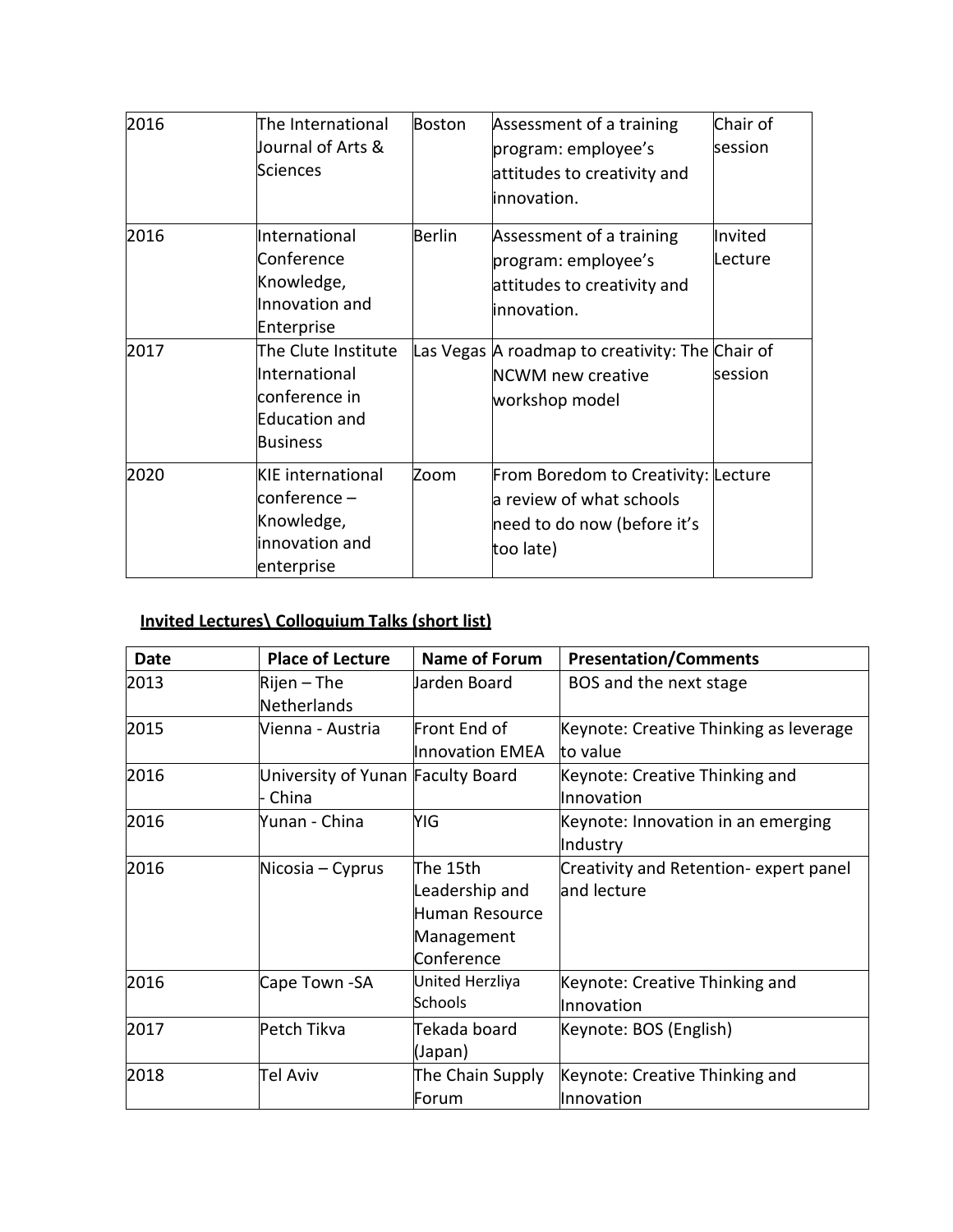| | | | | |
|---|---|---|---|---|
| 2016 | The International Journal of Arts & Sciences | Boston | Assessment of a training program: employee's attitudes to creativity and innovation. | Chair of session |
| 2016 | International Conference Knowledge, Innovation and Enterprise | Berlin | Assessment of a training program: employee's attitudes to creativity and innovation. | Invited Lecture |
| 2017 | The Clute Institute International conference in Education and Business | Las Vegas | A roadmap to creativity: The NCWM new creative workshop model | Chair of session |
| 2020 | KIE international conference – Knowledge, innovation and enterprise | Zoom | From Boredom to Creativity: a review of what schools need to do now (before it's too late) | Lecture |

**Invited Lectures\ Colloquium Talks (short list)**

| Date | Place of Lecture | Name of Forum | Presentation/Comments |
|---|---|---|---|
| 2013 | Rijen – The Netherlands | Jarden Board | BOS and the next stage |
| 2015 | Vienna - Austria | Front End of Innovation EMEA | Keynote: Creative Thinking as leverage to value |
| 2016 | University of Yunan - China | Faculty Board | Keynote: Creative Thinking and Innovation |
| 2016 | Yunan - China | YIG | Keynote: Innovation in an emerging Industry |
| 2016 | Nicosia – Cyprus | The 15th Leadership and Human Resource Management Conference | Creativity and Retention- expert panel and lecture |
| 2016 | Cape Town -SA | United Herzliya Schools | Keynote: Creative Thinking and Innovation |
| 2017 | Petch Tikva | Tekada board (Japan) | Keynote: BOS (English) |
| 2018 | Tel Aviv | The Chain Supply Forum | Keynote: Creative Thinking and Innovation |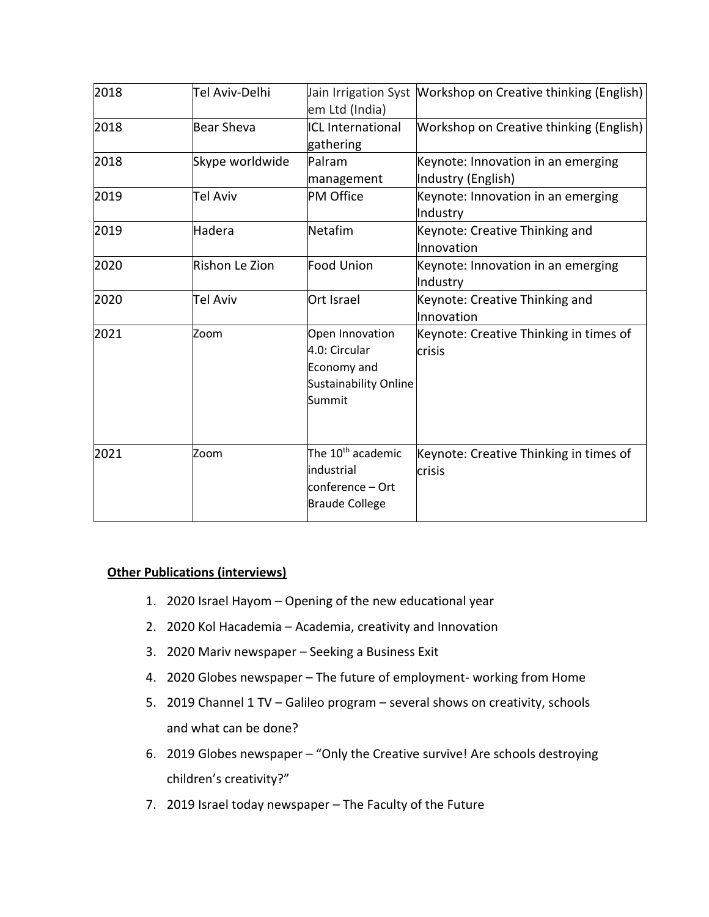| | | | |
|---|---|---|---|
| 2018 | Tel Aviv-Delhi | Jain Irrigation System Ltd (India) | Workshop on Creative thinking (English) |
| 2018 | Bear Sheva | ICL International gathering | Workshop on Creative thinking (English) |
| 2018 | Skype worldwide | Palram management | Keynote: Innovation in an emerging Industry (English) |
| 2019 | Tel Aviv | PM Office | Keynote: Innovation in an emerging Industry |
| 2019 | Hadera | Netafim | Keynote: Creative Thinking and Innovation |
| 2020 | Rishon Le Zion | Food Union | Keynote: Innovation in an emerging Industry |
| 2020 | Tel Aviv | Ort Israel | Keynote: Creative Thinking and Innovation |
| 2021 | Zoom | Open Innovation 4.0: Circular Economy and Sustainability Online Summit | Keynote: Creative Thinking in times of crisis |
| 2021 | Zoom | The 10th academic industrial conference – Ort Braude College | Keynote: Creative Thinking in times of crisis |

**Other Publications (interviews)**

1. 2020 Israel Hayom – Opening of the new educational year
2. 2020 Kol Hacademia – Academia, creativity and Innovation
3. 2020 Mariv newspaper – Seeking a Business Exit
4. 2020 Globes newspaper – The future of employment- working from Home
5. 2019 Channel 1 TV – Galileo program – several shows on creativity, schools and what can be done?
6. 2019 Globes newspaper – "Only the Creative survive! Are schools destroying children's creativity?"
7. 2019 Israel today newspaper – The Faculty of the Future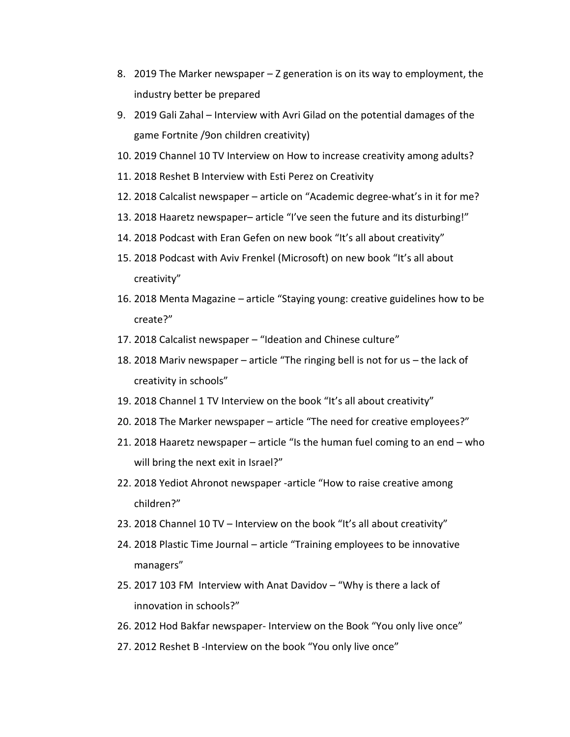8. 2019 The Marker newspaper – Z generation is on its way to employment, the industry better be prepared
9. 2019 Gali Zahal – Interview with Avri Gilad on the potential damages of the game Fortnite /9on children creativity)
10. 2019 Channel 10 TV Interview on How to increase creativity among adults?
11. 2018 Reshet B Interview with Esti Perez on Creativity
12. 2018 Calcalist newspaper – article on "Academic degree-what's in it for me?
13. 2018 Haaretz newspaper– article "I've seen the future and its disturbing!"
14. 2018 Podcast with Eran Gefen on new book "It's all about creativity"
15. 2018 Podcast with Aviv Frenkel (Microsoft) on new book "It's all about creativity"
16. 2018 Menta Magazine – article "Staying young: creative guidelines how to be create?"
17. 2018 Calcalist newspaper – "Ideation and Chinese culture"
18. 2018 Mariv newspaper – article "The ringing bell is not for us – the lack of creativity in schools"
19. 2018 Channel 1 TV Interview on the book "It's all about creativity"
20. 2018 The Marker newspaper – article "The need for creative employees?"
21. 2018 Haaretz newspaper – article "Is the human fuel coming to an end – who will bring the next exit in Israel?"
22. 2018 Yediot Ahronot newspaper -article "How to raise creative among children?"
23. 2018 Channel 10 TV – Interview on the book "It's all about creativity"
24. 2018 Plastic Time Journal – article "Training employees to be innovative managers"
25. 2017 103 FM Interview with Anat Davidov – "Why is there a lack of innovation in schools?"
26. 2012 Hod Bakfar newspaper- Interview on the Book "You only live once"
27. 2012 Reshet B -Interview on the book "You only live once"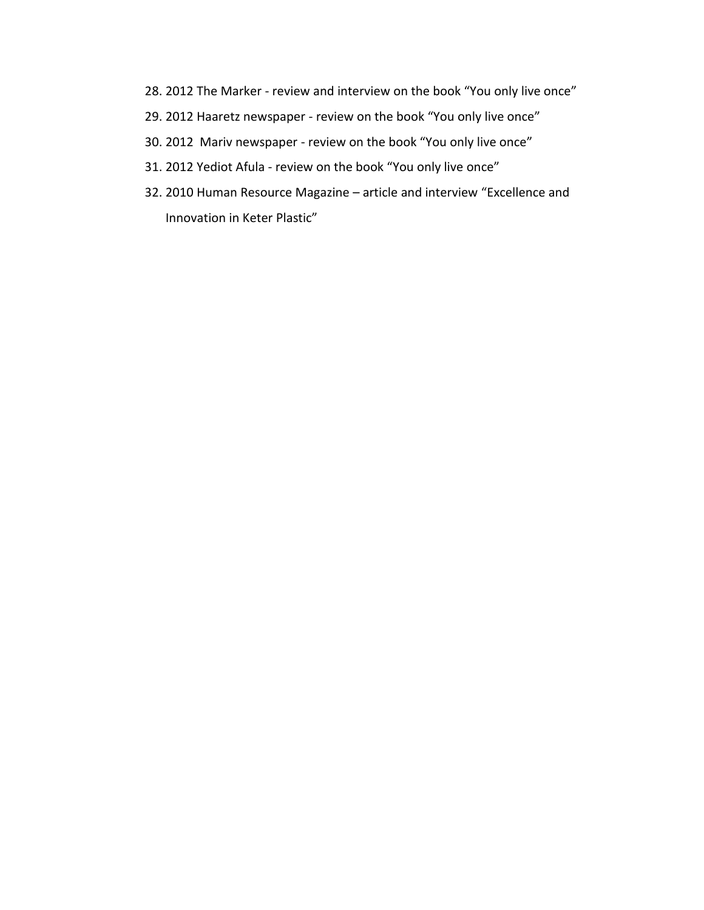28. 2012 The Marker - review and interview on the book "You only live once"
29. 2012 Haaretz newspaper - review on the book "You only live once"
30. 2012 Mariv newspaper - review on the book "You only live once"
31. 2012 Yediot Afula - review on the book "You only live once"
32. 2010 Human Resource Magazine – article and interview "Excellence and Innovation in Keter Plastic"